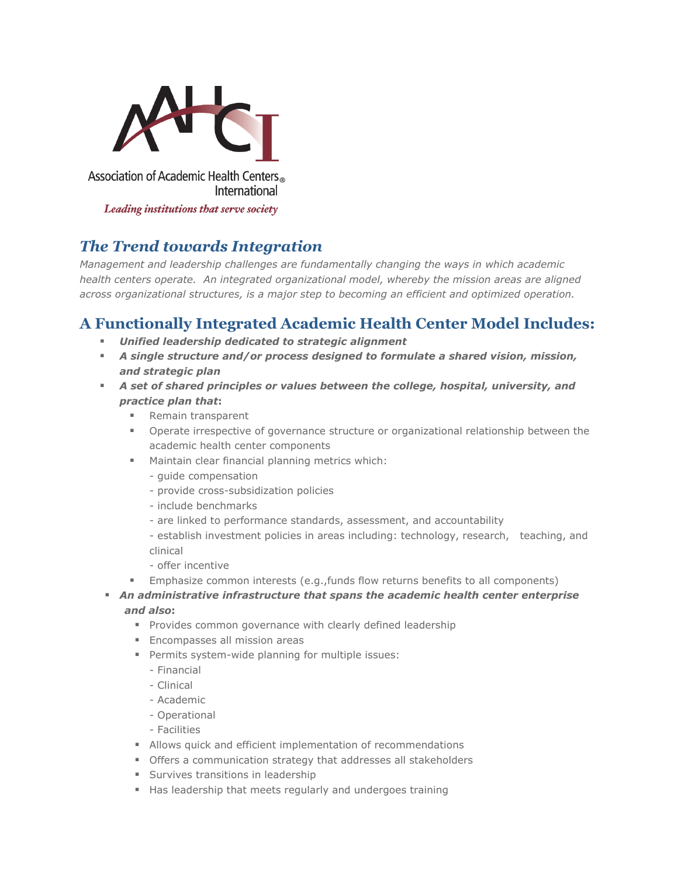Association of Academic Health Centers International

*Leading institutions that serve society*

## *The Trend towards Integration*

*Management and leadership challenges are fundamentally changing the ways in which academic health centers operate. An integrated organizational model, whereby the mission areas are aligned across organizational structures, is a major step to becoming an efficient and optimized operation.*

## A Functionally Integrated Academic Health Center Model Includes:

- ***Unified leadership dedicated to strategic alignment***
- ***A single structure and/or process designed to formulate a shared vision, mission, and strategic plan***
- ***A set of shared principles or values between the college, hospital, university, and practice plan that*:**
  - Remain transparent
  - Operate irrespective of governance structure or organizational relationship between the academic health center components
  - Maintain clear financial planning metrics which:
    - guide compensation
    - provide cross-subsidization policies
    - include benchmarks
    - are linked to performance standards, assessment, and accountability
    - establish investment policies in areas including: technology, research, teaching, and clinical
    - offer incentive
  - Emphasize common interests (e.g.,funds flow returns benefits to all components)
- ***An administrative infrastructure that spans the academic health center enterprise and also*:**
  - Provides common governance with clearly defined leadership
  - Encompasses all mission areas
  - Permits system-wide planning for multiple issues:
    - Financial
    - Clinical
    - Academic
    - Operational
    - Facilities
  - Allows quick and efficient implementation of recommendations
  - Offers a communication strategy that addresses all stakeholders
  - Survives transitions in leadership
  - Has leadership that meets regularly and undergoes training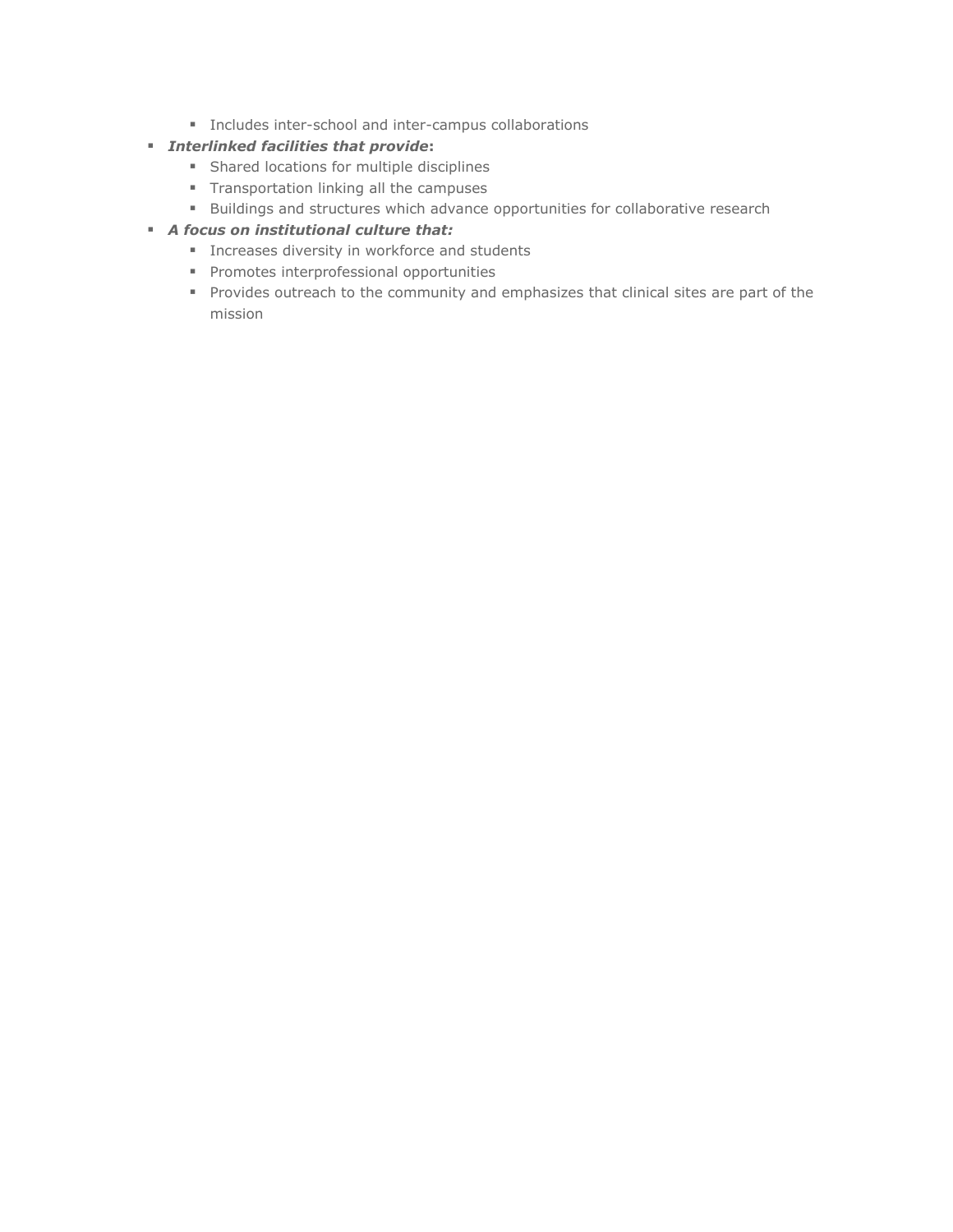- Includes inter-school and inter-campus collaborations
- ***Interlinked facilities that provide*:**
    - Shared locations for multiple disciplines
    - Transportation linking all the campuses
    - Buildings and structures which advance opportunities for collaborative research
- ***A focus on institutional culture that:***
    - Increases diversity in workforce and students
    - Promotes interprofessional opportunities
    - Provides outreach to the community and emphasizes that clinical sites are part of the mission